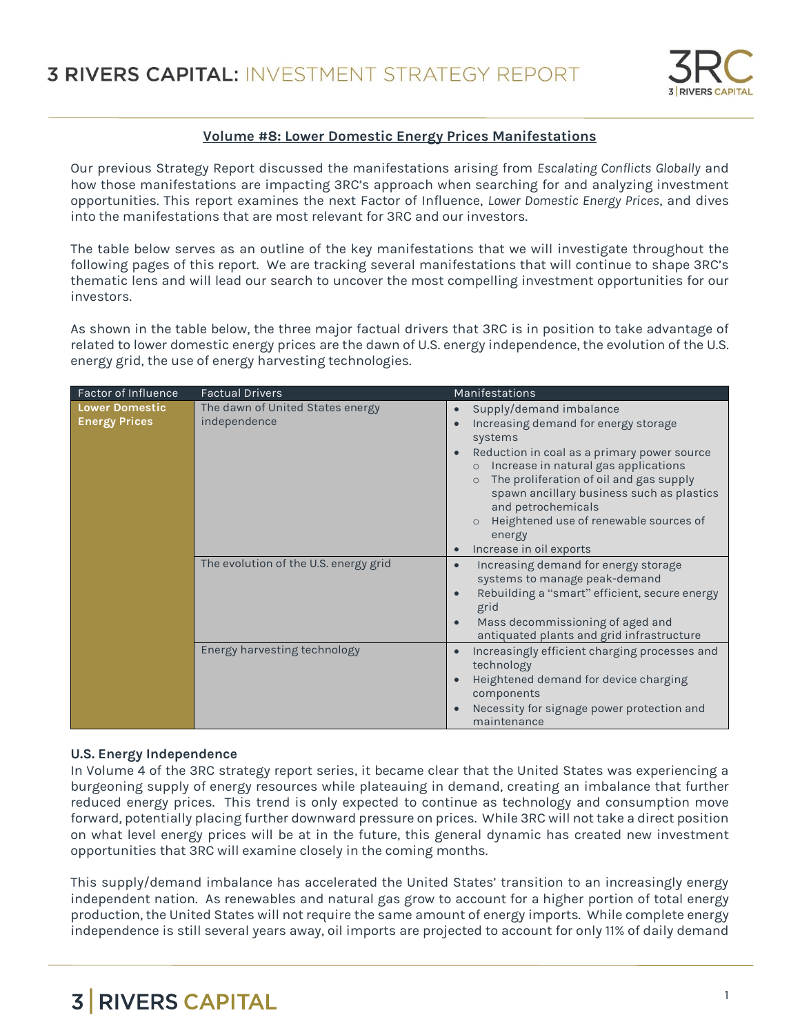# 3 RIVERS CAPITAL: INVESTMENT STRATEGY REPORT

## Volume #8: Lower Domestic Energy Prices Manifestations

Our previous Strategy Report discussed the manifestations arising from *Escalating Conflicts Globally* and how those manifestations are impacting 3RC's approach when searching for and analyzing investment opportunities. This report examines the next Factor of Influence, *Lower Domestic Energy Prices*, and dives into the manifestations that are most relevant for 3RC and our investors.

The table below serves as an outline of the key manifestations that we will investigate throughout the following pages of this report. We are tracking several manifestations that will continue to shape 3RC's thematic lens and will lead our search to uncover the most compelling investment opportunities for our investors.

As shown in the table below, the three major factual drivers that 3RC is in position to take advantage of related to lower domestic energy prices are the dawn of U.S. energy independence, the evolution of the U.S. energy grid, the use of energy harvesting technologies.

| Factor of Influence | Factual Drivers | Manifestations |
|---|---|---|
| **Lower Domestic Energy Prices** | The dawn of United States energy independence | • Supply/demand imbalance<br>• Increasing demand for energy storage systems<br>• Reduction in coal as a primary power source<br>&nbsp;&nbsp;&nbsp;&nbsp;○ Increase in natural gas applications<br>&nbsp;&nbsp;&nbsp;&nbsp;○ The proliferation of oil and gas supply spawn ancillary business such as plastics and petrochemicals<br>&nbsp;&nbsp;&nbsp;&nbsp;○ Heightened use of renewable sources of energy<br>• Increase in oil exports |
| | The evolution of the U.S. energy grid | • Increasing demand for energy storage systems to manage peak-demand<br>• Rebuilding a "smart" efficient, secure energy grid<br>• Mass decommissioning of aged and antiquated plants and grid infrastructure |
| | Energy harvesting technology | • Increasingly efficient charging processes and technology<br>• Heightened demand for device charging components<br>• Necessity for signage power protection and maintenance |

### U.S. Energy Independence

In Volume 4 of the 3RC strategy report series, it became clear that the United States was experiencing a burgeoning supply of energy resources while plateauing in demand, creating an imbalance that further reduced energy prices. This trend is only expected to continue as technology and consumption move forward, potentially placing further downward pressure on prices. While 3RC will not take a direct position on what level energy prices will be at in the future, this general dynamic has created new investment opportunities that 3RC will examine closely in the coming months.

This supply/demand imbalance has accelerated the United States' transition to an increasingly energy independent nation. As renewables and natural gas grow to account for a higher portion of total energy production, the United States will not require the same amount of energy imports. While complete energy independence is still several years away, oil imports are projected to account for only 11% of daily demand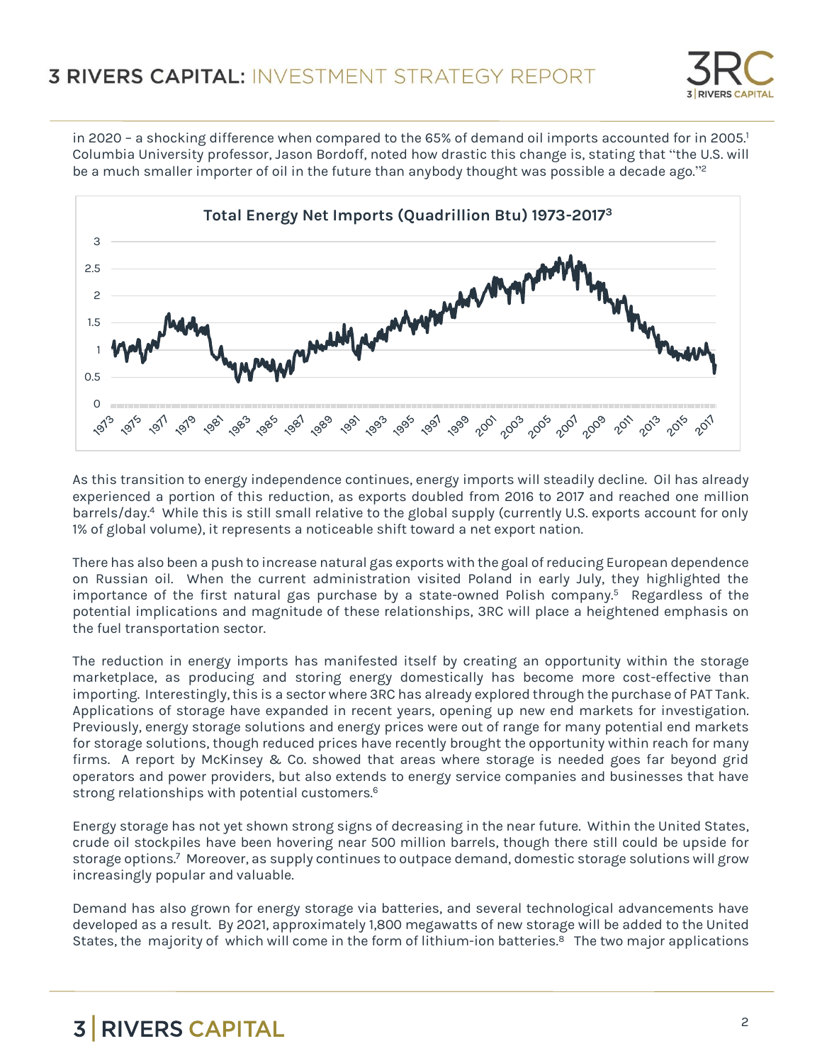in 2020 – a shocking difference when compared to the 65% of demand oil imports accounted for in 2005.[1] Columbia University professor, Jason Bordoff, noted how drastic this change is, stating that "the U.S. will be a much smaller importer of oil in the future than anybody thought was possible a decade ago."[2]

**Total Energy Net Imports (Quadrillion Btu) 1973-2017[3]**

As this transition to energy independence continues, energy imports will steadily decline. Oil has already experienced a portion of this reduction, as exports doubled from 2016 to 2017 and reached one million barrels/day.[4] While this is still small relative to the global supply (currently U.S. exports account for only 1% of global volume), it represents a noticeable shift toward a net export nation.

There has also been a push to increase natural gas exports with the goal of reducing European dependence on Russian oil. When the current administration visited Poland in early July, they highlighted the importance of the first natural gas purchase by a state-owned Polish company.[5] Regardless of the potential implications and magnitude of these relationships, 3RC will place a heightened emphasis on the fuel transportation sector.

The reduction in energy imports has manifested itself by creating an opportunity within the storage marketplace, as producing and storing energy domestically has become more cost-effective than importing. Interestingly, this is a sector where 3RC has already explored through the purchase of PAT Tank. Applications of storage have expanded in recent years, opening up new end markets for investigation. Previously, energy storage solutions and energy prices were out of range for many potential end markets for storage solutions, though reduced prices have recently brought the opportunity within reach for many firms. A report by McKinsey & Co. showed that areas where storage is needed goes far beyond grid operators and power providers, but also extends to energy service companies and businesses that have strong relationships with potential customers.[6]

Energy storage has not yet shown strong signs of decreasing in the near future. Within the United States, crude oil stockpiles have been hovering near 500 million barrels, though there still could be upside for storage options.[7] Moreover, as supply continues to outpace demand, domestic storage solutions will grow increasingly popular and valuable.

Demand has also grown for energy storage via batteries, and several technological advancements have developed as a result. By 2021, approximately 1,800 megawatts of new storage will be added to the United States, the majority of which will come in the form of lithium-ion batteries.[8] The two major applications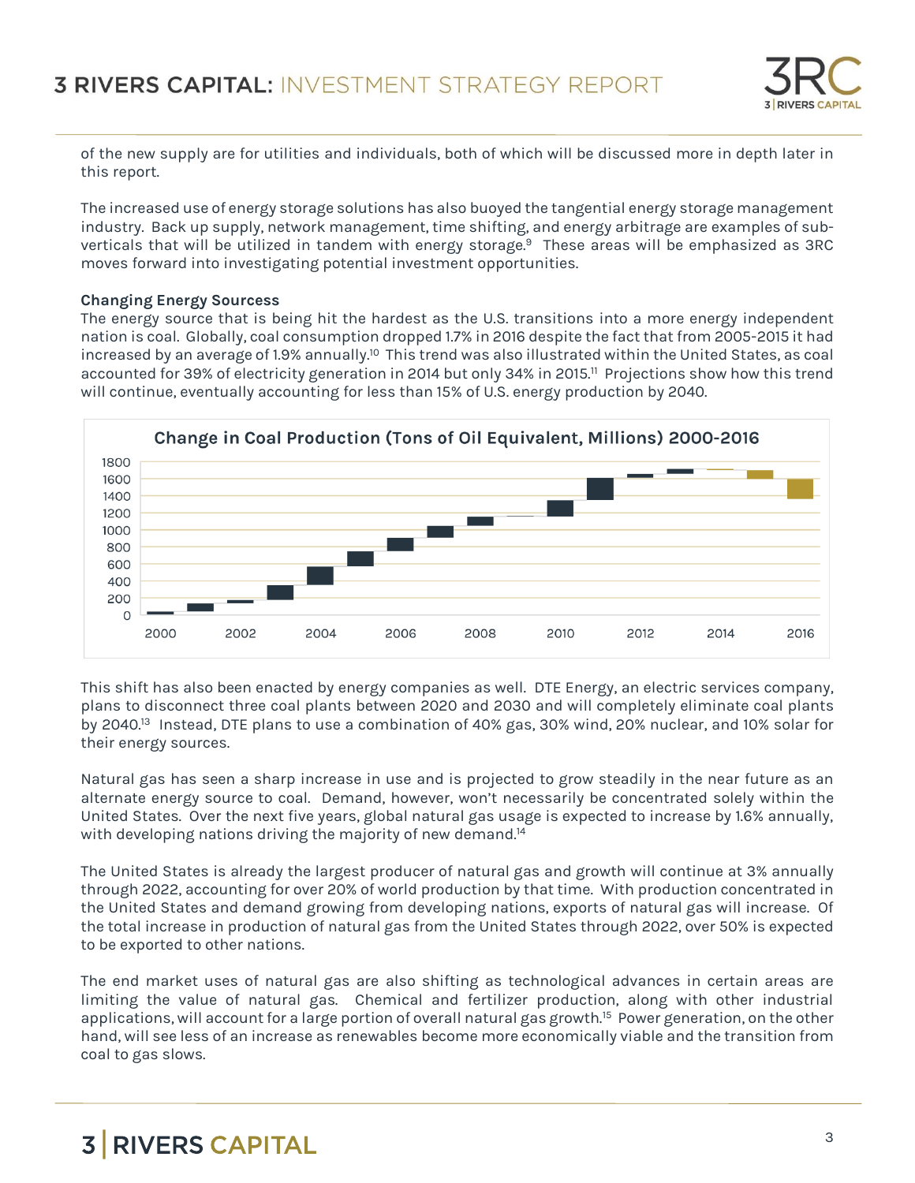of the new supply are for utilities and individuals, both of which will be discussed more in depth later in this report.

The increased use of energy storage solutions has also buoyed the tangential energy storage management industry. Back up supply, network management, time shifting, and energy arbitrage are examples of sub-verticals that will be utilized in tandem with energy storage.[9] These areas will be emphasized as 3RC moves forward into investigating potential investment opportunities.

**Changing Energy Sourcess**

The energy source that is being hit the hardest as the U.S. transitions into a more energy independent nation is coal. Globally, coal consumption dropped 1.7% in 2016 despite the fact that from 2005-2015 it had increased by an average of 1.9% annually.[10] This trend was also illustrated within the United States, as coal accounted for 39% of electricity generation in 2014 but only 34% in 2015.[11] Projections show how this trend will continue, eventually accounting for less than 15% of U.S. energy production by 2040.

**Change in Coal Production (Tons of Oil Equivalent, Millions) 2000-2016**

This shift has also been enacted by energy companies as well. DTE Energy, an electric services company, plans to disconnect three coal plants between 2020 and 2030 and will completely eliminate coal plants by 2040.[13] Instead, DTE plans to use a combination of 40% gas, 30% wind, 20% nuclear, and 10% solar for their energy sources.

Natural gas has seen a sharp increase in use and is projected to grow steadily in the near future as an alternate energy source to coal. Demand, however, won't necessarily be concentrated solely within the United States. Over the next five years, global natural gas usage is expected to increase by 1.6% annually, with developing nations driving the majority of new demand.[14]

The United States is already the largest producer of natural gas and growth will continue at 3% annually through 2022, accounting for over 20% of world production by that time. With production concentrated in the United States and demand growing from developing nations, exports of natural gas will increase. Of the total increase in production of natural gas from the United States through 2022, over 50% is expected to be exported to other nations.

The end market uses of natural gas are also shifting as technological advances in certain areas are limiting the value of natural gas. Chemical and fertilizer production, along with other industrial applications, will account for a large portion of overall natural gas growth.[15] Power generation, on the other hand, will see less of an increase as renewables become more economically viable and the transition from coal to gas slows.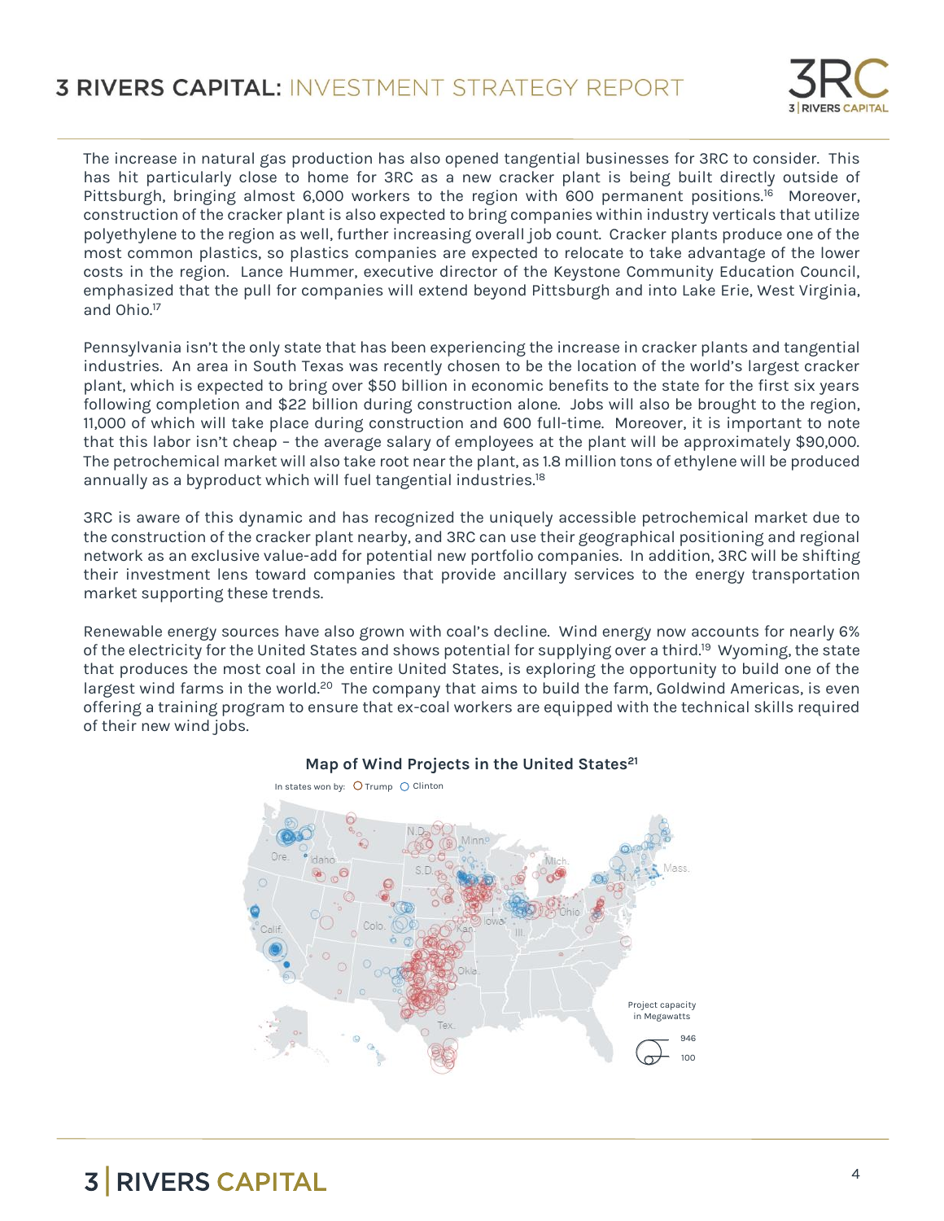The increase in natural gas production has also opened tangential businesses for 3RC to consider. This has hit particularly close to home for 3RC as a new cracker plant is being built directly outside of Pittsburgh, bringing almost 6,000 workers to the region with 600 permanent positions.[16] Moreover, construction of the cracker plant is also expected to bring companies within industry verticals that utilize polyethylene to the region as well, further increasing overall job count. Cracker plants produce one of the most common plastics, so plastics companies are expected to relocate to take advantage of the lower costs in the region. Lance Hummer, executive director of the Keystone Community Education Council, emphasized that the pull for companies will extend beyond Pittsburgh and into Lake Erie, West Virginia, and Ohio.[17]

Pennsylvania isn't the only state that has been experiencing the increase in cracker plants and tangential industries. An area in South Texas was recently chosen to be the location of the world's largest cracker plant, which is expected to bring over $50 billion in economic benefits to the state for the first six years following completion and $22 billion during construction alone. Jobs will also be brought to the region, 11,000 of which will take place during construction and 600 full-time. Moreover, it is important to note that this labor isn't cheap – the average salary of employees at the plant will be approximately $90,000. The petrochemical market will also take root near the plant, as 1.8 million tons of ethylene will be produced annually as a byproduct which will fuel tangential industries.[18]

3RC is aware of this dynamic and has recognized the uniquely accessible petrochemical market due to the construction of the cracker plant nearby, and 3RC can use their geographical positioning and regional network as an exclusive value-add for potential new portfolio companies. In addition, 3RC will be shifting their investment lens toward companies that provide ancillary services to the energy transportation market supporting these trends.

Renewable energy sources have also grown with coal's decline. Wind energy now accounts for nearly 6% of the electricity for the United States and shows potential for supplying over a third.[19] Wyoming, the state that produces the most coal in the entire United States, is exploring the opportunity to build one of the largest wind farms in the world.[20] The company that aims to build the farm, Goldwind Americas, is even offering a training program to ensure that ex-coal workers are equipped with the technical skills required of their new wind jobs.

**Map of Wind Projects in the United States[21]**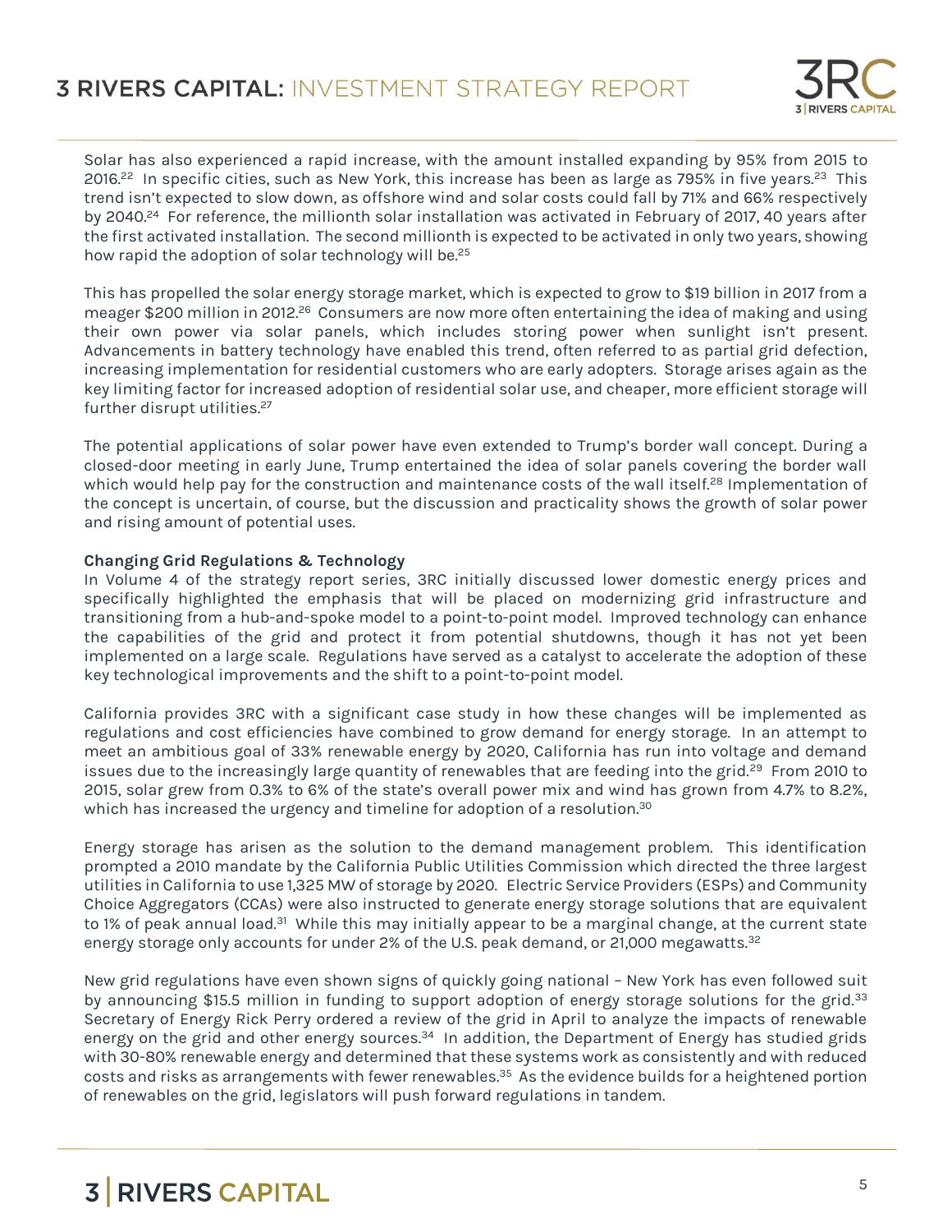Solar has also experienced a rapid increase, with the amount installed expanding by 95% from 2015 to 2016.[22] In specific cities, such as New York, this increase has been as large as 795% in five years.[23] This trend isn't expected to slow down, as offshore wind and solar costs could fall by 71% and 66% respectively by 2040.[24] For reference, the millionth solar installation was activated in February of 2017, 40 years after the first activated installation. The second millionth is expected to be activated in only two years, showing how rapid the adoption of solar technology will be.[25]

This has propelled the solar energy storage market, which is expected to grow to $19 billion in 2017 from a meager $200 million in 2012.[26] Consumers are now more often entertaining the idea of making and using their own power via solar panels, which includes storing power when sunlight isn't present. Advancements in battery technology have enabled this trend, often referred to as partial grid defection, increasing implementation for residential customers who are early adopters. Storage arises again as the key limiting factor for increased adoption of residential solar use, and cheaper, more efficient storage will further disrupt utilities.[27]

The potential applications of solar power have even extended to Trump's border wall concept. During a closed-door meeting in early June, Trump entertained the idea of solar panels covering the border wall which would help pay for the construction and maintenance costs of the wall itself.[28] Implementation of the concept is uncertain, of course, but the discussion and practicality shows the growth of solar power and rising amount of potential uses.

**Changing Grid Regulations & Technology**

In Volume 4 of the strategy report series, 3RC initially discussed lower domestic energy prices and specifically highlighted the emphasis that will be placed on modernizing grid infrastructure and transitioning from a hub-and-spoke model to a point-to-point model. Improved technology can enhance the capabilities of the grid and protect it from potential shutdowns, though it has not yet been implemented on a large scale. Regulations have served as a catalyst to accelerate the adoption of these key technological improvements and the shift to a point-to-point model.

California provides 3RC with a significant case study in how these changes will be implemented as regulations and cost efficiencies have combined to grow demand for energy storage. In an attempt to meet an ambitious goal of 33% renewable energy by 2020, California has run into voltage and demand issues due to the increasingly large quantity of renewables that are feeding into the grid.[29] From 2010 to 2015, solar grew from 0.3% to 6% of the state's overall power mix and wind has grown from 4.7% to 8.2%, which has increased the urgency and timeline for adoption of a resolution.[30]

Energy storage has arisen as the solution to the demand management problem. This identification prompted a 2010 mandate by the California Public Utilities Commission which directed the three largest utilities in California to use 1,325 MW of storage by 2020. Electric Service Providers (ESPs) and Community Choice Aggregators (CCAs) were also instructed to generate energy storage solutions that are equivalent to 1% of peak annual load.[31] While this may initially appear to be a marginal change, at the current state energy storage only accounts for under 2% of the U.S. peak demand, or 21,000 megawatts.[32]

New grid regulations have even shown signs of quickly going national – New York has even followed suit by announcing $15.5 million in funding to support adoption of energy storage solutions for the grid.[33] Secretary of Energy Rick Perry ordered a review of the grid in April to analyze the impacts of renewable energy on the grid and other energy sources.[34] In addition, the Department of Energy has studied grids with 30-80% renewable energy and determined that these systems work as consistently and with reduced costs and risks as arrangements with fewer renewables.[35] As the evidence builds for a heightened portion of renewables on the grid, legislators will push forward regulations in tandem.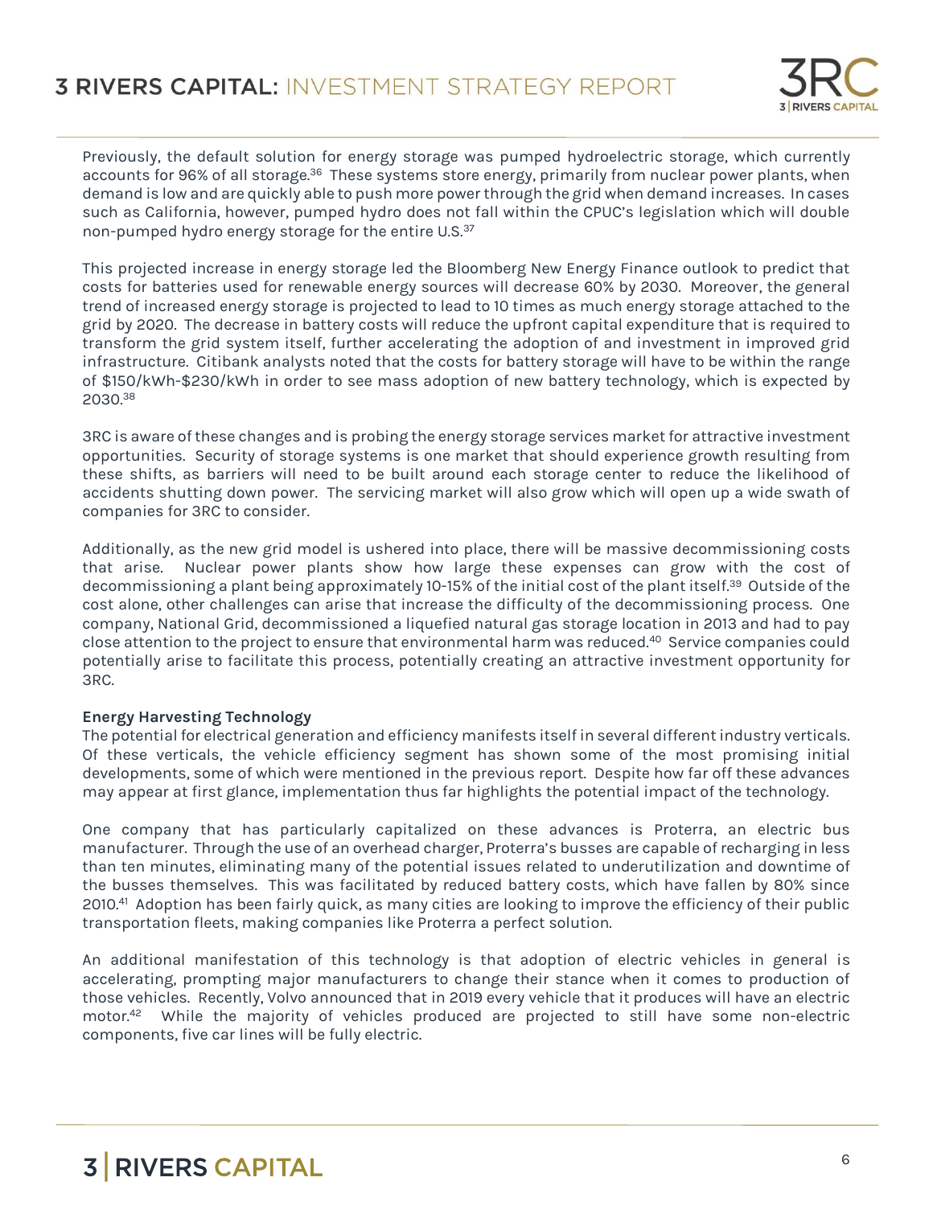Previously, the default solution for energy storage was pumped hydroelectric storage, which currently accounts for 96% of all storage.[36] These systems store energy, primarily from nuclear power plants, when demand is low and are quickly able to push more power through the grid when demand increases. In cases such as California, however, pumped hydro does not fall within the CPUC's legislation which will double non-pumped hydro energy storage for the entire U.S.[37]

This projected increase in energy storage led the Bloomberg New Energy Finance outlook to predict that costs for batteries used for renewable energy sources will decrease 60% by 2030. Moreover, the general trend of increased energy storage is projected to lead to 10 times as much energy storage attached to the grid by 2020. The decrease in battery costs will reduce the upfront capital expenditure that is required to transform the grid system itself, further accelerating the adoption of and investment in improved grid infrastructure. Citibank analysts noted that the costs for battery storage will have to be within the range of $150/kWh-$230/kWh in order to see mass adoption of new battery technology, which is expected by 2030.[38]

3RC is aware of these changes and is probing the energy storage services market for attractive investment opportunities. Security of storage systems is one market that should experience growth resulting from these shifts, as barriers will need to be built around each storage center to reduce the likelihood of accidents shutting down power. The servicing market will also grow which will open up a wide swath of companies for 3RC to consider.

Additionally, as the new grid model is ushered into place, there will be massive decommissioning costs that arise. Nuclear power plants show how large these expenses can grow with the cost of decommissioning a plant being approximately 10-15% of the initial cost of the plant itself.[39] Outside of the cost alone, other challenges can arise that increase the difficulty of the decommissioning process. One company, National Grid, decommissioned a liquefied natural gas storage location in 2013 and had to pay close attention to the project to ensure that environmental harm was reduced.[40] Service companies could potentially arise to facilitate this process, potentially creating an attractive investment opportunity for 3RC.

**Energy Harvesting Technology**

The potential for electrical generation and efficiency manifests itself in several different industry verticals. Of these verticals, the vehicle efficiency segment has shown some of the most promising initial developments, some of which were mentioned in the previous report. Despite how far off these advances may appear at first glance, implementation thus far highlights the potential impact of the technology.

One company that has particularly capitalized on these advances is Proterra, an electric bus manufacturer. Through the use of an overhead charger, Proterra's busses are capable of recharging in less than ten minutes, eliminating many of the potential issues related to underutilization and downtime of the busses themselves. This was facilitated by reduced battery costs, which have fallen by 80% since 2010.[41] Adoption has been fairly quick, as many cities are looking to improve the efficiency of their public transportation fleets, making companies like Proterra a perfect solution.

An additional manifestation of this technology is that adoption of electric vehicles in general is accelerating, prompting major manufacturers to change their stance when it comes to production of those vehicles. Recently, Volvo announced that in 2019 every vehicle that it produces will have an electric motor.[42] While the majority of vehicles produced are projected to still have some non-electric components, five car lines will be fully electric.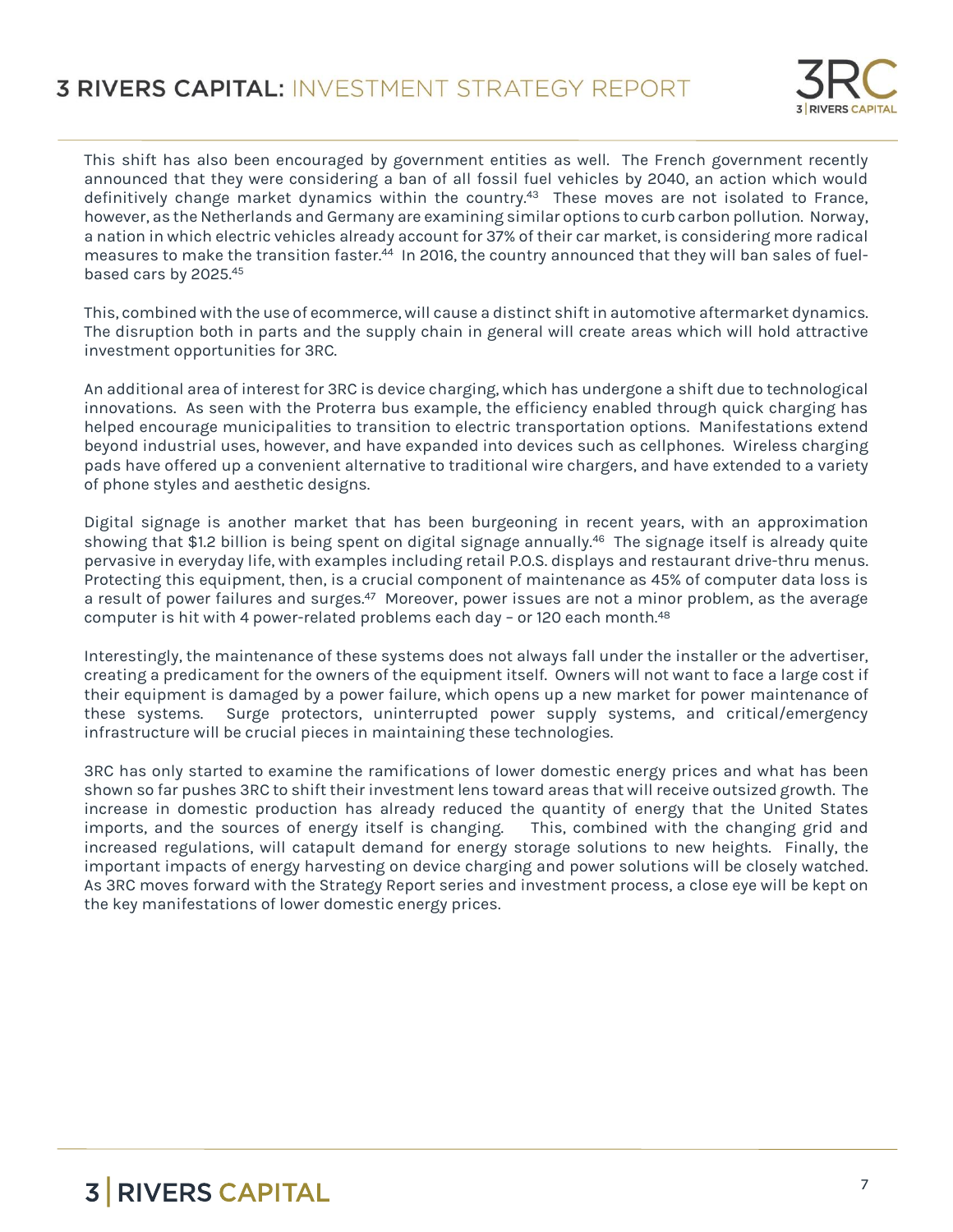This shift has also been encouraged by government entities as well. The French government recently announced that they were considering a ban of all fossil fuel vehicles by 2040, an action which would definitively change market dynamics within the country.[43] These moves are not isolated to France, however, as the Netherlands and Germany are examining similar options to curb carbon pollution. Norway, a nation in which electric vehicles already account for 37% of their car market, is considering more radical measures to make the transition faster.[44] In 2016, the country announced that they will ban sales of fuel-based cars by 2025.[45]

This, combined with the use of ecommerce, will cause a distinct shift in automotive aftermarket dynamics. The disruption both in parts and the supply chain in general will create areas which will hold attractive investment opportunities for 3RC.

An additional area of interest for 3RC is device charging, which has undergone a shift due to technological innovations. As seen with the Proterra bus example, the efficiency enabled through quick charging has helped encourage municipalities to transition to electric transportation options. Manifestations extend beyond industrial uses, however, and have expanded into devices such as cellphones. Wireless charging pads have offered up a convenient alternative to traditional wire chargers, and have extended to a variety of phone styles and aesthetic designs.

Digital signage is another market that has been burgeoning in recent years, with an approximation showing that $1.2 billion is being spent on digital signage annually.[46] The signage itself is already quite pervasive in everyday life, with examples including retail P.O.S. displays and restaurant drive-thru menus. Protecting this equipment, then, is a crucial component of maintenance as 45% of computer data loss is a result of power failures and surges.[47] Moreover, power issues are not a minor problem, as the average computer is hit with 4 power-related problems each day – or 120 each month.[48]

Interestingly, the maintenance of these systems does not always fall under the installer or the advertiser, creating a predicament for the owners of the equipment itself. Owners will not want to face a large cost if their equipment is damaged by a power failure, which opens up a new market for power maintenance of these systems. Surge protectors, uninterrupted power supply systems, and critical/emergency infrastructure will be crucial pieces in maintaining these technologies.

3RC has only started to examine the ramifications of lower domestic energy prices and what has been shown so far pushes 3RC to shift their investment lens toward areas that will receive outsized growth. The increase in domestic production has already reduced the quantity of energy that the United States imports, and the sources of energy itself is changing. This, combined with the changing grid and increased regulations, will catapult demand for energy storage solutions to new heights. Finally, the important impacts of energy harvesting on device charging and power solutions will be closely watched. As 3RC moves forward with the Strategy Report series and investment process, a close eye will be kept on the key manifestations of lower domestic energy prices.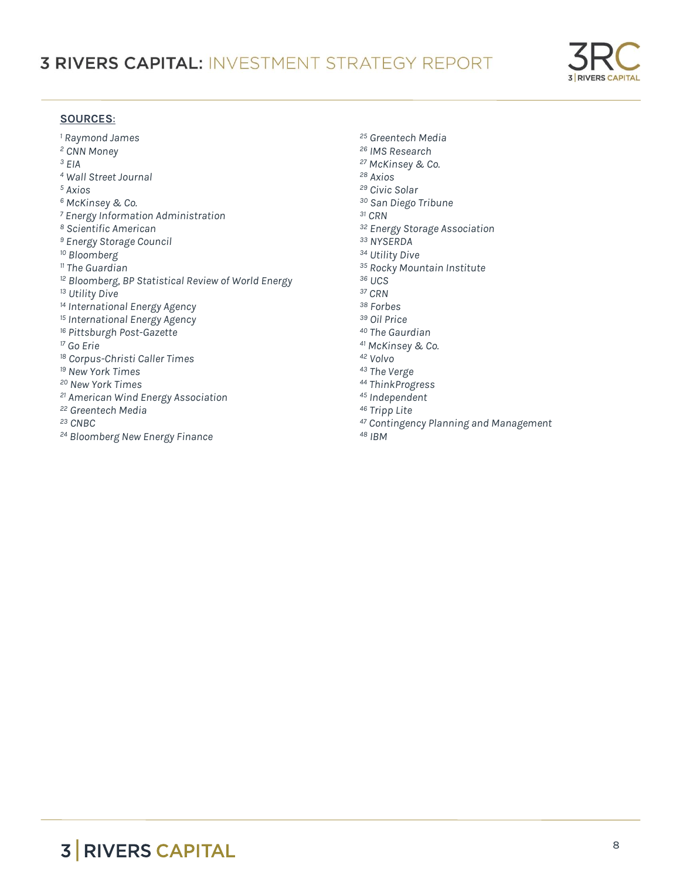**SOURCES:**

[1] *Raymond James*
[2] *CNN Money*
[3] *EIA*
[4] *Wall Street Journal*
[5] *Axios*
[6] *McKinsey & Co.*
[7] *Energy Information Administration*
[8] *Scientific American*
[9] *Energy Storage Council*
[10] *Bloomberg*
[11] *The Guardian*
[12] *Bloomberg, BP Statistical Review of World Energy*
[13] *Utility Dive*
[14] *International Energy Agency*
[15] *International Energy Agency*
[16] *Pittsburgh Post-Gazette*
[17] *Go Erie*
[18] *Corpus-Christi Caller Times*
[19] *New York Times*
[20] *New York Times*
[21] *American Wind Energy Association*
[22] *Greentech Media*
[23] *CNBC*
[24] *Bloomberg New Energy Finance*
[25] *Greentech Media*
[26] *IMS Research*
[27] *McKinsey & Co.*
[28] *Axios*
[29] *Civic Solar*
[30] *San Diego Tribune*
[31] *CRN*
[32] *Energy Storage Association*
[33] *NYSERDA*
[34] *Utility Dive*
[35] *Rocky Mountain Institute*
[36] *UCS*
[37] *CRN*
[38] *Forbes*
[39] *Oil Price*
[40] *The Gaurdian*
[41] *McKinsey & Co.*
[42] *Volvo*
[43] *The Verge*
[44] *ThinkProgress*
[45] *Independent*
[46] *Tripp Lite*
[47] *Contingency Planning and Management*
[48] *IBM*